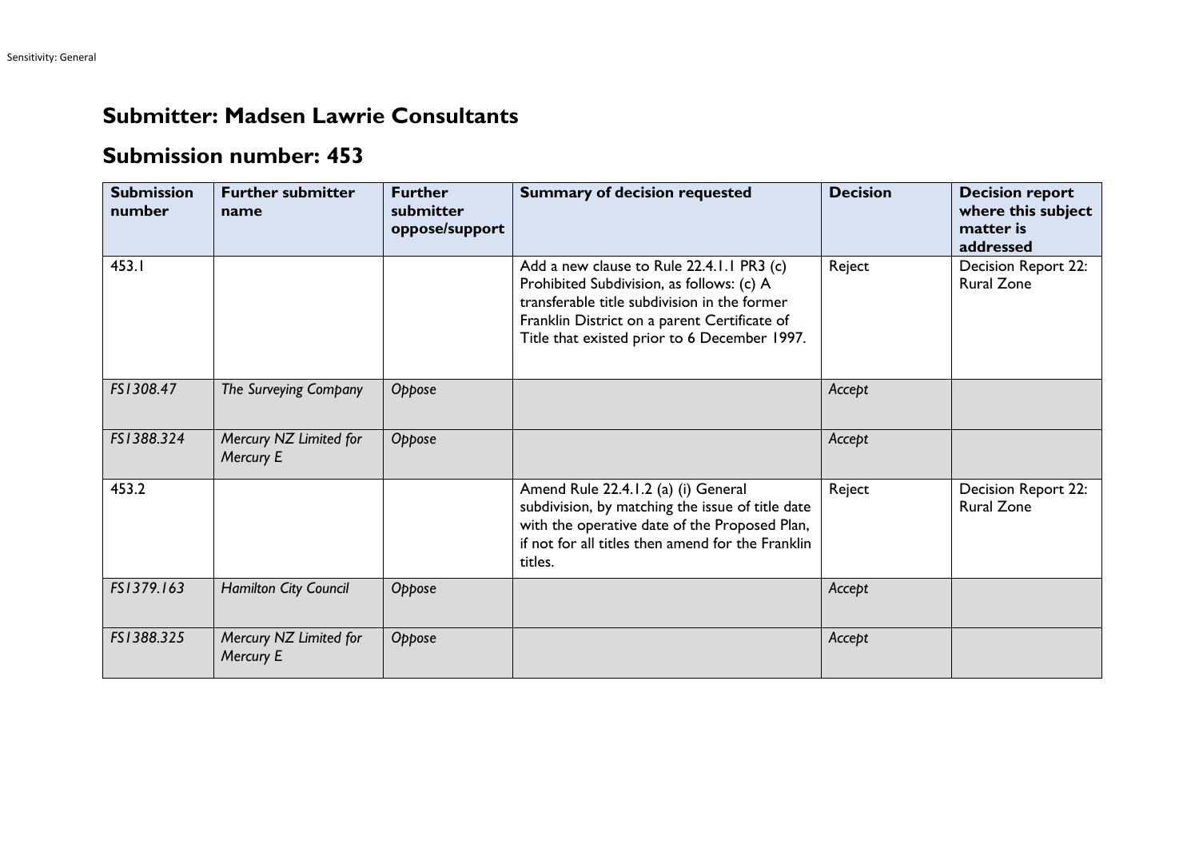## Submitter: Madsen Lawrie Consultants

## Submission number: 453

| Submission number | Further submitter name | Further submitter oppose/support | Summary of decision requested | Decision | Decision report where this subject matter is addressed |
|---|---|---|---|---|---|
| 453.1 | | | Add a new clause to Rule 22.4.1.1 PR3 (c) Prohibited Subdivision, as follows: (c) A transferable title subdivision in the former Franklin District on a parent Certificate of Title that existed prior to 6 December 1997. | Reject | Decision Report 22: Rural Zone |
| *FS1308.47* | *The Surveying Company* | *Oppose* | | *Accept* | |
| *FS1388.324* | *Mercury NZ Limited for Mercury E* | *Oppose* | | *Accept* | |
| 453.2 | | | Amend Rule 22.4.1.2 (a) (i) General subdivision, by matching the issue of title date with the operative date of the Proposed Plan, if not for all titles then amend for the Franklin titles. | Reject | Decision Report 22: Rural Zone |
| *FS1379.163* | *Hamilton City Council* | *Oppose* | | *Accept* | |
| *FS1388.325* | *Mercury NZ Limited for Mercury E* | *Oppose* | | *Accept* | |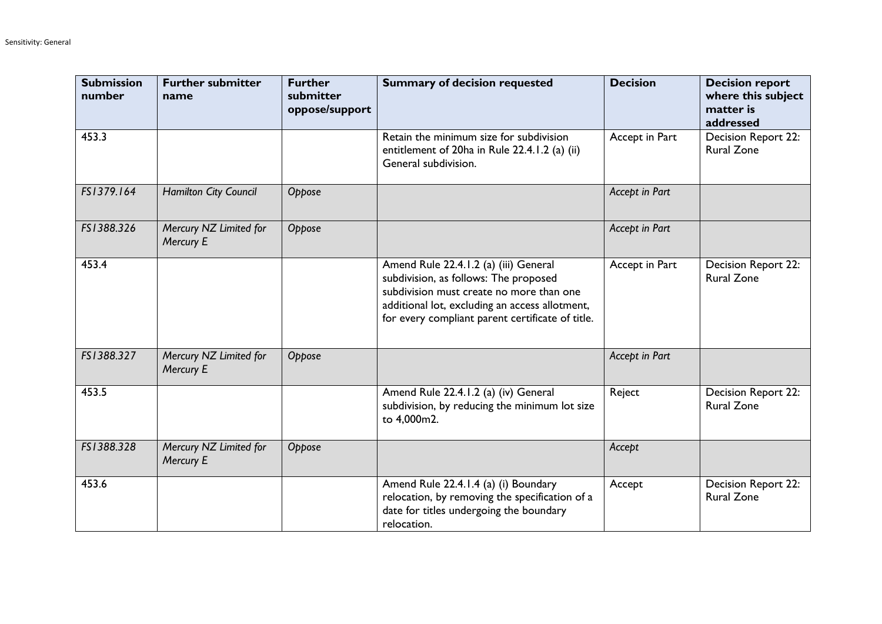| Submission number | Further submitter name | Further submitter oppose/support | Summary of decision requested | Decision | Decision report where this subject matter is addressed |
|---|---|---|---|---|---|
| 453.3 | | | Retain the minimum size for subdivision entitlement of 20ha in Rule 22.4.1.2 (a) (ii) General subdivision. | Accept in Part | Decision Report 22: Rural Zone |
| *FS1379.164* | *Hamilton City Council* | *Oppose* | | *Accept in Part* | |
| *FS1388.326* | *Mercury NZ Limited for Mercury E* | *Oppose* | | *Accept in Part* | |
| 453.4 | | | Amend Rule 22.4.1.2 (a) (iii) General subdivision, as follows: The proposed subdivision must create no more than one additional lot, excluding an access allotment, for every compliant parent certificate of title. | Accept in Part | Decision Report 22: Rural Zone |
| *FS1388.327* | *Mercury NZ Limited for Mercury E* | *Oppose* | | *Accept in Part* | |
| 453.5 | | | Amend Rule 22.4.1.2 (a) (iv) General subdivision, by reducing the minimum lot size to 4,000m2. | Reject | Decision Report 22: Rural Zone |
| *FS1388.328* | *Mercury NZ Limited for Mercury E* | *Oppose* | | *Accept* | |
| 453.6 | | | Amend Rule 22.4.1.4 (a) (i) Boundary relocation, by removing the specification of a date for titles undergoing the boundary relocation. | Accept | Decision Report 22: Rural Zone |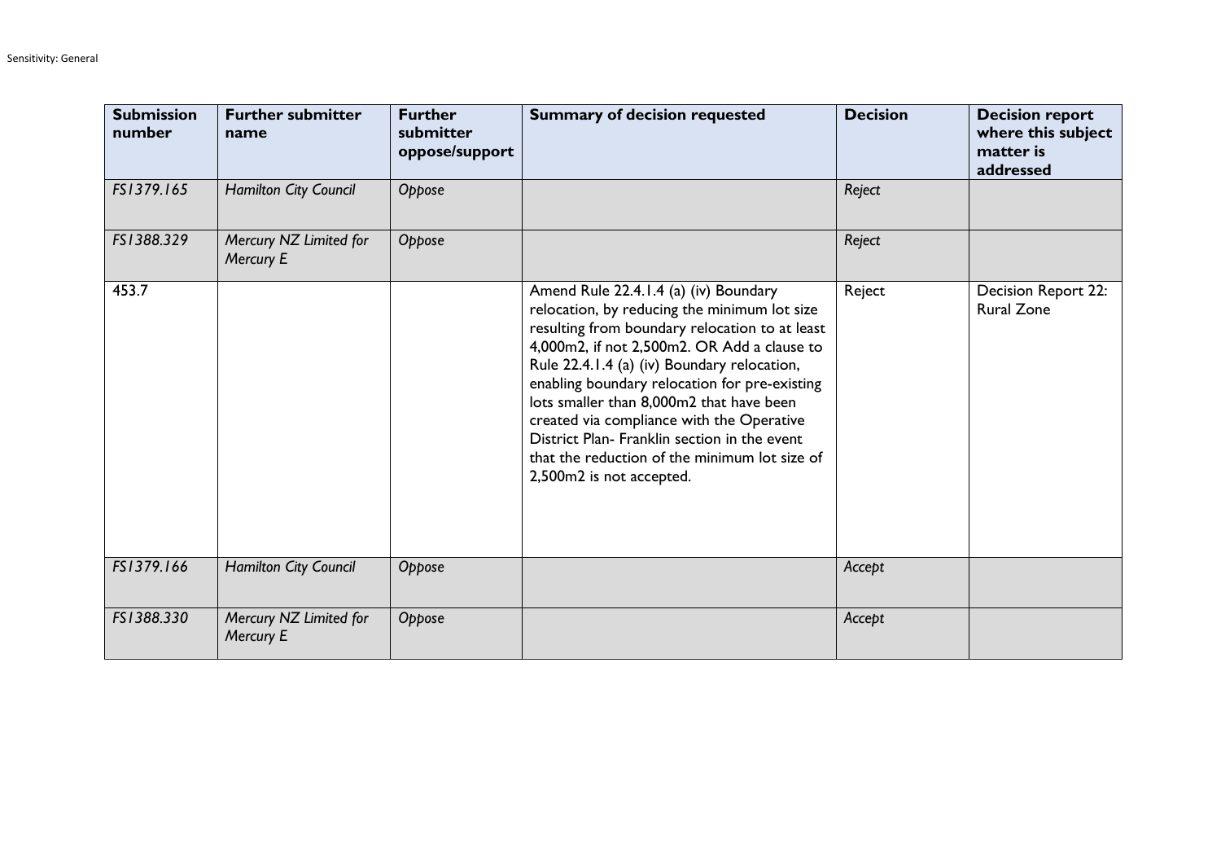| Submission number | Further submitter name | Further submitter oppose/support | Summary of decision requested | Decision | Decision report where this subject matter is addressed |
|---|---|---|---|---|---|
| *FS1379.165* | *Hamilton City Council* | *Oppose* | | *Reject* | |
| *FS1388.329* | *Mercury NZ Limited for Mercury E* | *Oppose* | | *Reject* | |
| 453.7 | | | Amend Rule 22.4.1.4 (a) (iv) Boundary relocation, by reducing the minimum lot size resulting from boundary relocation to at least 4,000m2, if not 2,500m2. OR Add a clause to Rule 22.4.1.4 (a) (iv) Boundary relocation, enabling boundary relocation for pre-existing lots smaller than 8,000m2 that have been created via compliance with the Operative District Plan- Franklin section in the event that the reduction of the minimum lot size of 2,500m2 is not accepted. | Reject | Decision Report 22: Rural Zone |
| *FS1379.166* | *Hamilton City Council* | *Oppose* | | *Accept* | |
| *FS1388.330* | *Mercury NZ Limited for Mercury E* | *Oppose* | | *Accept* | |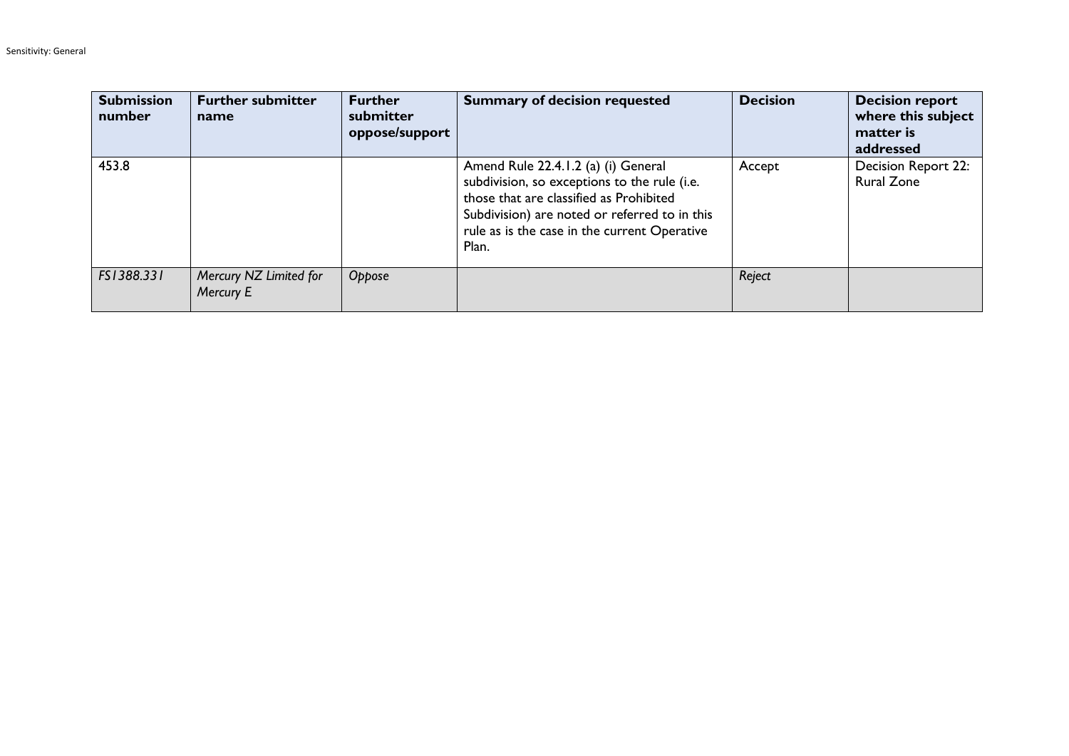| Submission number | Further submitter name | Further submitter oppose/support | Summary of decision requested | Decision | Decision report where this subject matter is addressed |
| --- | --- | --- | --- | --- | --- |
| 453.8 | | | Amend Rule 22.4.1.2 (a) (i) General subdivision, so exceptions to the rule (i.e. those that are classified as Prohibited Subdivision) are noted or referred to in this rule as is the case in the current Operative Plan. | Accept | Decision Report 22: Rural Zone |
| *FS1388.331* | *Mercury NZ Limited for Mercury E* | *Oppose* | | *Reject* | |